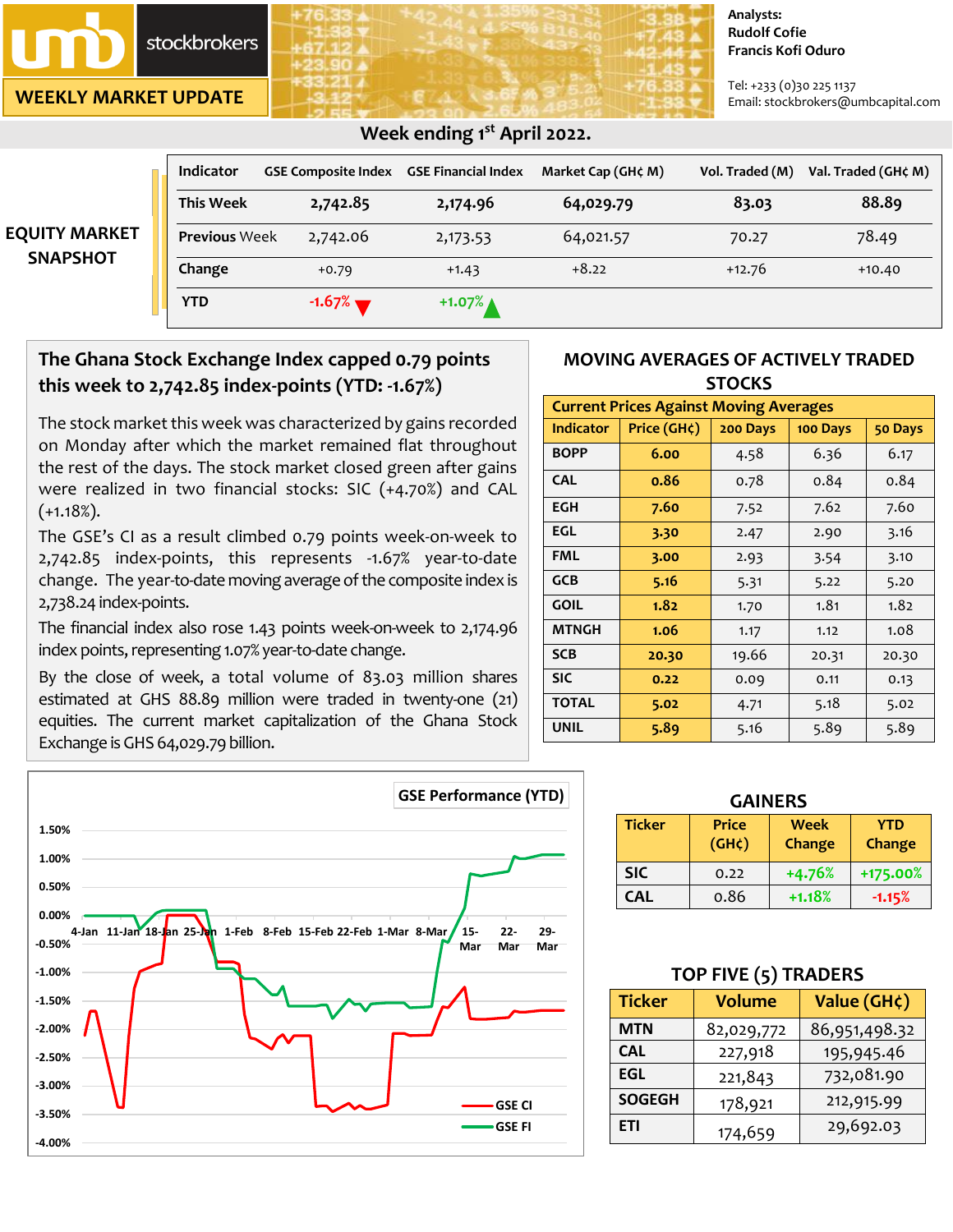# umb stockbrokers

## WEEKLY MARKET UPDATE

Analysts:
Rudolf Cofie
Francis Kofi Oduro

Tel: +233 (0)30 225 1137
Email: stockbrokers@umbcapital.com

## Week ending 1st April 2022.

### EQUITY MARKET SNAPSHOT

| Indicator | GSE Composite Index | GSE Financial Index | Market Cap (GH¢ M) | Vol. Traded (M) | Val. Traded (GH¢ M) |
|---|---|---|---|---|---|
| This Week | 2,742.85 | 2,174.96 | 64,029.79 | 83.03 | 88.89 |
| Previous Week | 2,742.06 | 2,173.53 | 64,021.57 | 70.27 | 78.49 |
| Change | +0.79 | +1.43 | +8.22 | +12.76 | +10.40 |
| YTD | -1.67% ▼ | +1.07% ▲ | | | |

### The Ghana Stock Exchange Index capped 0.79 points this week to 2,742.85 index-points (YTD: -1.67%)

The stock market this week was characterized by gains recorded on Monday after which the market remained flat throughout the rest of the days. The stock market closed green after gains were realized in two financial stocks: SIC (+4.70%) and CAL (+1.18%).

The GSE's CI as a result climbed 0.79 points week-on-week to 2,742.85 index-points, this represents -1.67% year-to-date change. The year-to-date moving average of the composite index is 2,738.24 index-points.

The financial index also rose 1.43 points week-on-week to 2,174.96 index points, representing 1.07% year-to-date change.

By the close of week, a total volume of 83.03 million shares estimated at GHS 88.89 million were traded in twenty-one (21) equities. The current market capitalization of the Ghana Stock Exchange is GHS 64,029.79 billion.

### MOVING AVERAGES OF ACTIVELY TRADED STOCKS

**Current Prices Against Moving Averages**

| Indicator | Price (GH¢) | 200 Days | 100 Days | 50 Days |
|---|---|---|---|---|
| BOPP | 6.00 | 4.58 | 6.36 | 6.17 |
| CAL | 0.86 | 0.78 | 0.84 | 0.84 |
| EGH | 7.60 | 7.52 | 7.62 | 7.60 |
| EGL | 3.30 | 2.47 | 2.90 | 3.16 |
| FML | 3.00 | 2.93 | 3.54 | 3.10 |
| GCB | 5.16 | 5.31 | 5.22 | 5.20 |
| GOIL | 1.82 | 1.70 | 1.81 | 1.82 |
| MTNGH | 1.06 | 1.17 | 1.12 | 1.08 |
| SCB | 20.30 | 19.66 | 20.31 | 20.30 |
| SIC | 0.22 | 0.09 | 0.11 | 0.13 |
| TOTAL | 5.02 | 4.71 | 5.18 | 5.02 |
| UNIL | 5.89 | 5.16 | 5.89 | 5.89 |

### GSE Performance (YTD)

(Chart: GSE CI and GSE FI, 4-Jan to 29-Mar; y-axis from -4.00% to 1.50%)

### GAINERS

| Ticker | Price (GH¢) | Week Change | YTD Change |
|---|---|---|---|
| SIC | 0.22 | +4.76% | +175.00% |
| CAL | 0.86 | +1.18% | -1.15% |

### TOP FIVE (5) TRADERS

| Ticker | Volume | Value (GH¢) |
|---|---|---|
| MTN | 82,029,772 | 86,951,498.32 |
| CAL | 227,918 | 195,945.46 |
| EGL | 221,843 | 732,081.90 |
| SOGEGH | 178,921 | 212,915.99 |
| ETI | 174,659 | 29,692.03 |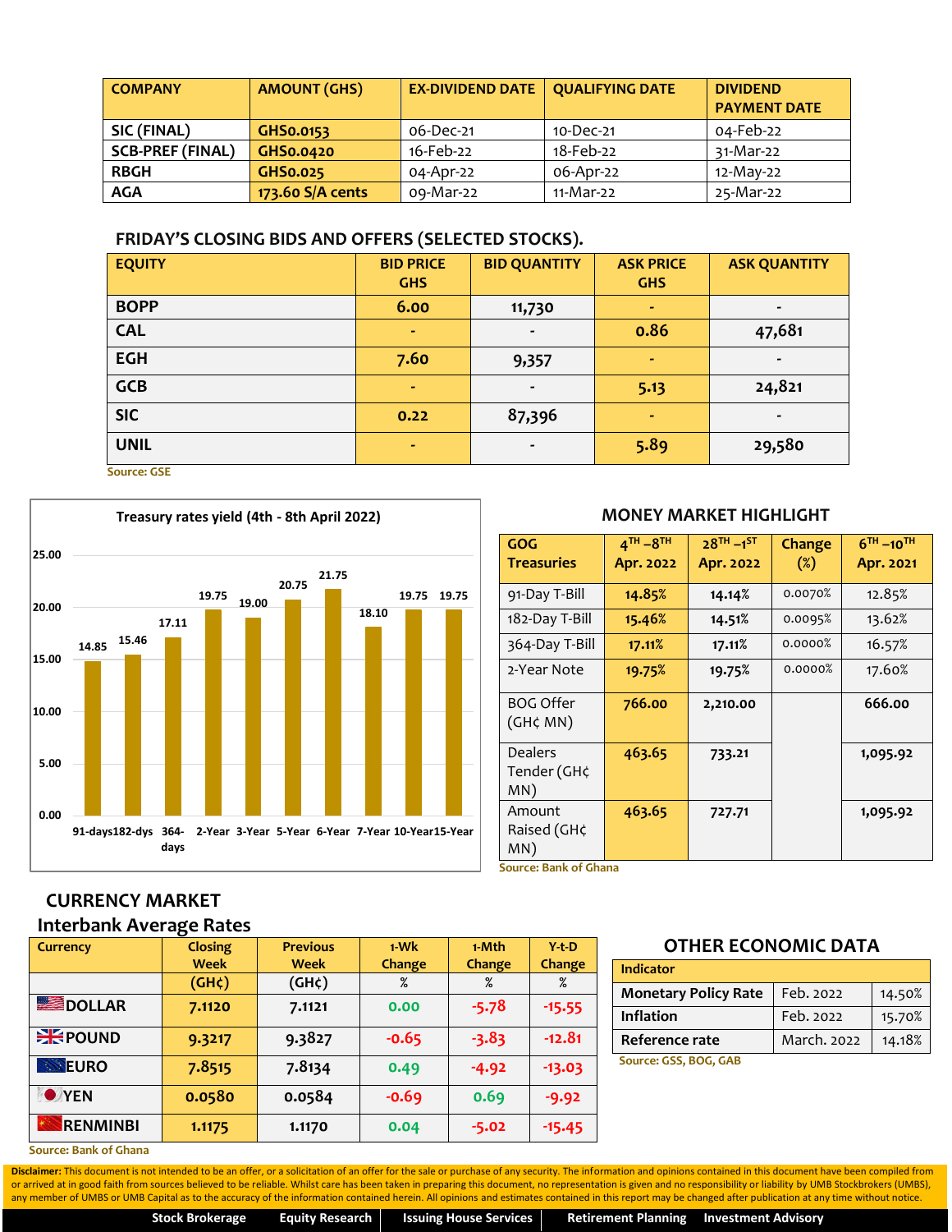| COMPANY | AMOUNT (GHS) | EX-DIVIDEND DATE | QUALIFYING DATE | DIVIDEND PAYMENT DATE |
|---|---|---|---|---|
| SIC (FINAL) | GHS0.0153 | 06-Dec-21 | 10-Dec-21 | 04-Feb-22 |
| SCB-PREF (FINAL) | GHS0.0420 | 16-Feb-22 | 18-Feb-22 | 31-Mar-22 |
| RBGH | GHS0.025 | 04-Apr-22 | 06-Apr-22 | 12-May-22 |
| AGA | 173.60 S/A cents | 09-Mar-22 | 11-Mar-22 | 25-Mar-22 |

## FRIDAY'S CLOSING BIDS AND OFFERS (SELECTED STOCKS).

| EQUITY | BID PRICE GHS | BID QUANTITY | ASK PRICE GHS | ASK QUANTITY |
|---|---|---|---|---|
| BOPP | 6.00 | 11,730 | - | - |
| CAL | - | - | 0.86 | 47,681 |
| EGH | 7.60 | 9,357 | - | - |
| GCB | - | - | 5.13 | 24,821 |
| SIC | 0.22 | 87,396 | - | - |
| UNIL | - | - | 5.89 | 29,580 |

Source: GSE

Treasury rates yield (4th - 8th April 2022)

25.00
20.00
15.00
10.00
5.00
0.00

14.85 15.46 17.11 19.75 19.00 20.75 21.75 18.10 19.75 19.75

91-days 182-dys 364-days 2-Year 3-Year 5-Year 6-Year 7-Year 10-Year 15-Year

## MONEY MARKET HIGHLIGHT

| GOG Treasuries | 4TH – 8TH Apr. 2022 | 28TH – 1ST Apr. 2022 | Change (%) | 6TH – 10TH Apr. 2021 |
|---|---|---|---|---|
| 91-Day T-Bill | 14.85% | 14.14% | 0.0070% | 12.85% |
| 182-Day T-Bill | 15.46% | 14.51% | 0.0095% | 13.62% |
| 364-Day T-Bill | 17.11% | 17.11% | 0.0000% | 16.57% |
| 2-Year Note | 19.75% | 19.75% | 0.0000% | 17.60% |
| BOG Offer (GH¢ MN) | 766.00 | 2,210.00 | | 666.00 |
| Dealers Tender (GH¢ MN) | 463.65 | 733.21 | | 1,095.92 |
| Amount Raised (GH¢ MN) | 463.65 | 727.71 | | 1,095.92 |

Source: Bank of Ghana

## CURRENCY MARKET

### Interbank Average Rates

| Currency | Closing Week | Previous Week | 1-Wk Change | 1-Mth Change | Y-t-D Change |
|---|---|---|---|---|---|
| | (GH¢) | (GH¢) | % | % | % |
| DOLLAR | 7.1120 | 7.1121 | 0.00 | -5.78 | -15.55 |
| POUND | 9.3217 | 9.3827 | -0.65 | -3.83 | -12.81 |
| EURO | 7.8515 | 7.8134 | 0.49 | -4.92 | -13.03 |
| YEN | 0.0580 | 0.0584 | -0.69 | 0.69 | -9.92 |
| RENMINBI | 1.1175 | 1.1170 | 0.04 | -5.02 | -15.45 |

Source: Bank of Ghana

## OTHER ECONOMIC DATA

| Indicator | | |
|---|---|---|
| Monetary Policy Rate | Feb. 2022 | 14.50% |
| Inflation | Feb. 2022 | 15.70% |
| Reference rate | March. 2022 | 14.18% |

Source: GSS, BOG, GAB

**Disclaimer:** This document is not intended to be an offer, or a solicitation of an offer for the sale or purchase of any security. The information and opinions contained in this document have been compiled from or arrived at in good faith from sources believed to be reliable. Whilst care has been taken in preparing this document, no representation is given and no responsibility or liability by UMB Stockbrokers (UMBS), any member of UMBS or UMB Capital as to the accuracy of the information contained herein. All opinions and estimates contained in this report may be changed after publication at any time without notice.

Stock Brokerage | Equity Research | Issuing House Services | Retirement Planning | Investment Advisory